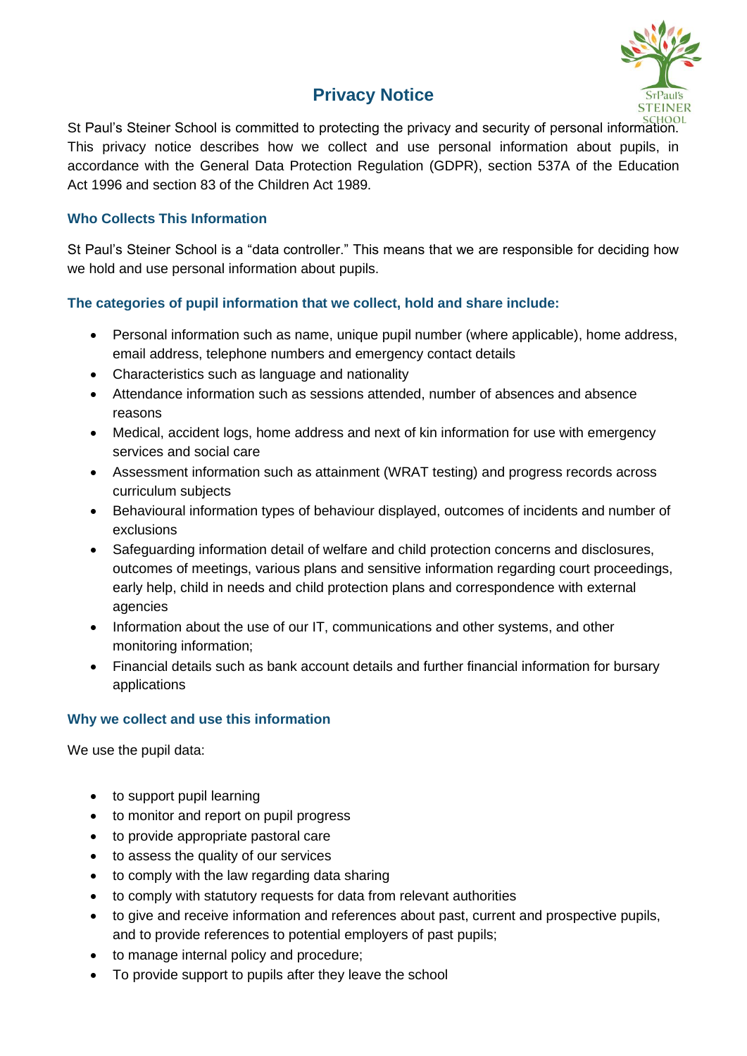# Privacy Notice

St Paul's Steiner School is committed to protecting the privacy and security of personal information. This privacy notice describes how we collect and use personal information about pupils, in accordance with the General Data Protection Regulation (GDPR), section 537A of the Education Act 1996 and section 83 of the Children Act 1989.

### Who Collects This Information

St Paul's Steiner School is a "data controller." This means that we are responsible for deciding how we hold and use personal information about pupils.

### The categories of pupil information that we collect, hold and share include:

- Personal information such as name, unique pupil number (where applicable), home address, email address, telephone numbers and emergency contact details
- Characteristics such as language and nationality
- Attendance information such as sessions attended, number of absences and absence reasons
- Medical, accident logs, home address and next of kin information for use with emergency services and social care
- Assessment information such as attainment (WRAT testing) and progress records across curriculum subjects
- Behavioural information types of behaviour displayed, outcomes of incidents and number of exclusions
- Safeguarding information detail of welfare and child protection concerns and disclosures, outcomes of meetings, various plans and sensitive information regarding court proceedings, early help, child in needs and child protection plans and correspondence with external agencies
- Information about the use of our IT, communications and other systems, and other monitoring information;
- Financial details such as bank account details and further financial information for bursary applications

### Why we collect and use this information

We use the pupil data:

- to support pupil learning
- to monitor and report on pupil progress
- to provide appropriate pastoral care
- to assess the quality of our services
- to comply with the law regarding data sharing
- to comply with statutory requests for data from relevant authorities
- to give and receive information and references about past, current and prospective pupils, and to provide references to potential employers of past pupils;
- to manage internal policy and procedure;
- To provide support to pupils after they leave the school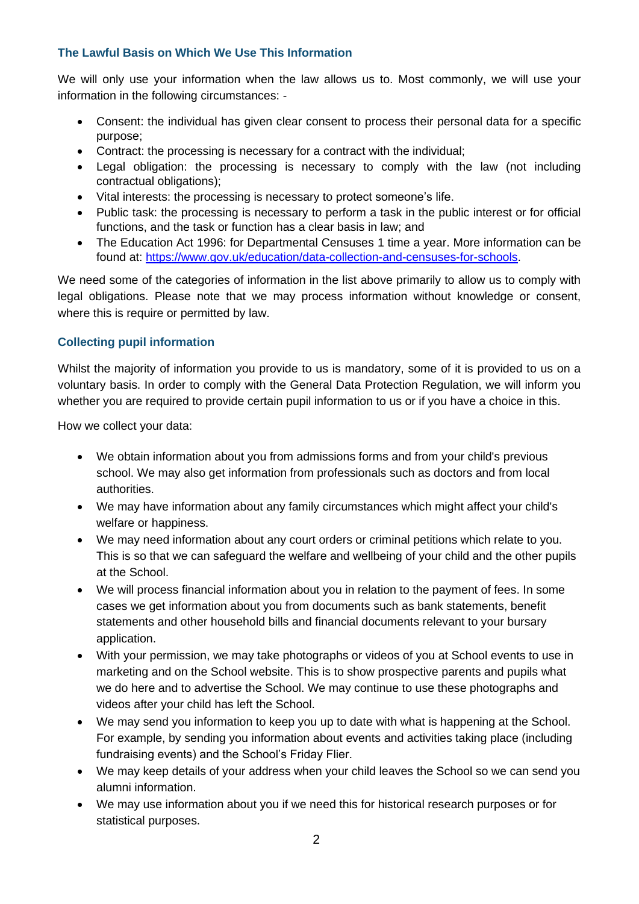### The Lawful Basis on Which We Use This Information

We will only use your information when the law allows us to. Most commonly, we will use your information in the following circumstances: -

- Consent: the individual has given clear consent to process their personal data for a specific purpose;
- Contract: the processing is necessary for a contract with the individual;
- Legal obligation: the processing is necessary to comply with the law (not including contractual obligations);
- Vital interests: the processing is necessary to protect someone's life.
- Public task: the processing is necessary to perform a task in the public interest or for official functions, and the task or function has a clear basis in law; and
- The Education Act 1996: for Departmental Censuses 1 time a year. More information can be found at: [https://www.gov.uk/education/data-collection-and-censuses-for-schools](https://www.gov.uk/education/data-collection-and-censuses-for-schools).

We need some of the categories of information in the list above primarily to allow us to comply with legal obligations. Please note that we may process information without knowledge or consent, where this is require or permitted by law.

### Collecting pupil information

Whilst the majority of information you provide to us is mandatory, some of it is provided to us on a voluntary basis. In order to comply with the General Data Protection Regulation, we will inform you whether you are required to provide certain pupil information to us or if you have a choice in this.

How we collect your data:

- We obtain information about you from admissions forms and from your child's previous school. We may also get information from professionals such as doctors and from local authorities.
- We may have information about any family circumstances which might affect your child's welfare or happiness.
- We may need information about any court orders or criminal petitions which relate to you. This is so that we can safeguard the welfare and wellbeing of your child and the other pupils at the School.
- We will process financial information about you in relation to the payment of fees. In some cases we get information about you from documents such as bank statements, benefit statements and other household bills and financial documents relevant to your bursary application.
- With your permission, we may take photographs or videos of you at School events to use in marketing and on the School website. This is to show prospective parents and pupils what we do here and to advertise the School. We may continue to use these photographs and videos after your child has left the School.
- We may send you information to keep you up to date with what is happening at the School. For example, by sending you information about events and activities taking place (including fundraising events) and the School's Friday Flier.
- We may keep details of your address when your child leaves the School so we can send you alumni information.
- We may use information about you if we need this for historical research purposes or for statistical purposes.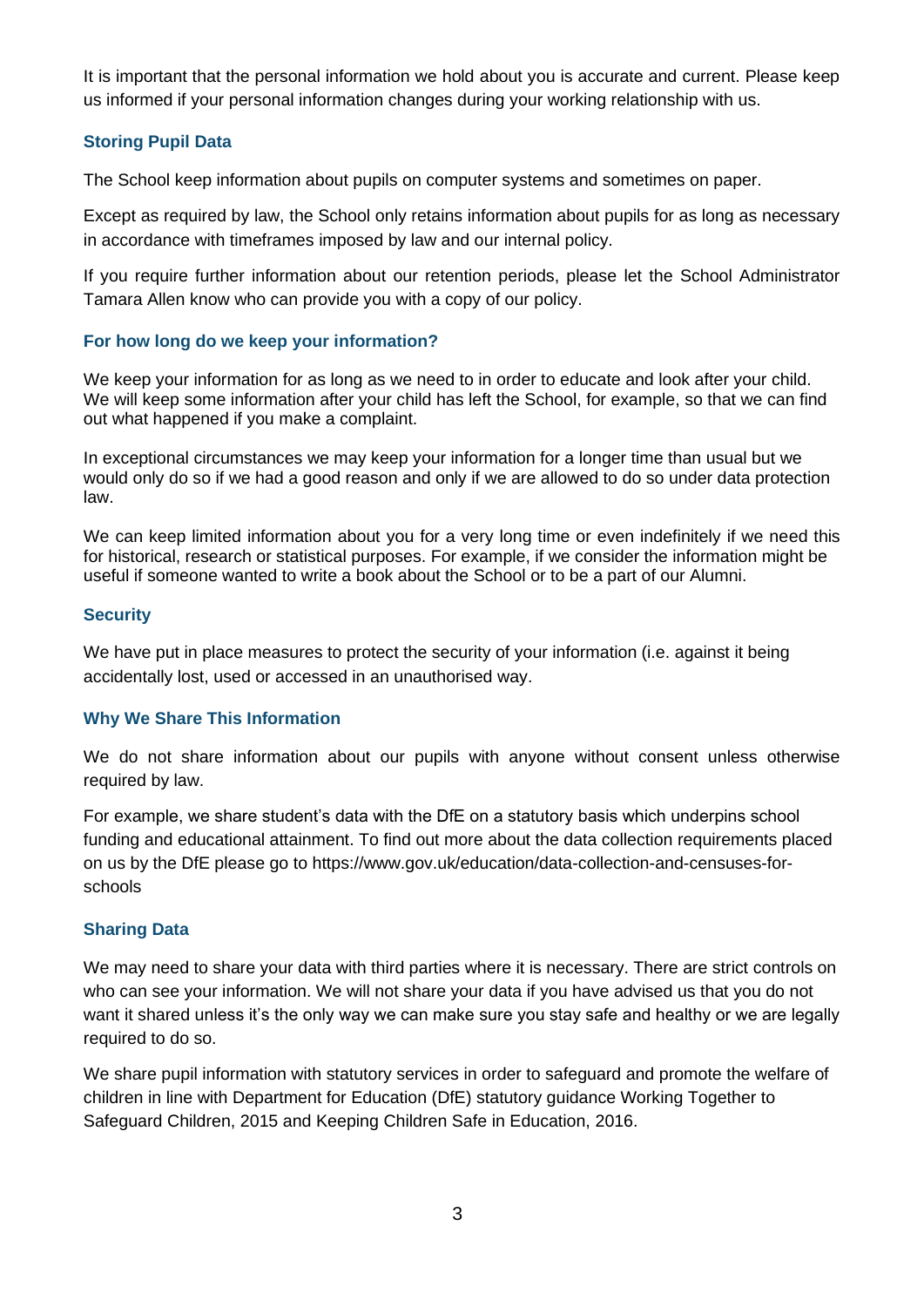It is important that the personal information we hold about you is accurate and current. Please keep us informed if your personal information changes during your working relationship with us.

### Storing Pupil Data

The School keep information about pupils on computer systems and sometimes on paper.

Except as required by law, the School only retains information about pupils for as long as necessary in accordance with timeframes imposed by law and our internal policy.

If you require further information about our retention periods, please let the School Administrator Tamara Allen know who can provide you with a copy of our policy.

### For how long do we keep your information?

We keep your information for as long as we need to in order to educate and look after your child. We will keep some information after your child has left the School, for example, so that we can find out what happened if you make a complaint.

In exceptional circumstances we may keep your information for a longer time than usual but we would only do so if we had a good reason and only if we are allowed to do so under data protection law.

We can keep limited information about you for a very long time or even indefinitely if we need this for historical, research or statistical purposes. For example, if we consider the information might be useful if someone wanted to write a book about the School or to be a part of our Alumni.

### Security

We have put in place measures to protect the security of your information (i.e. against it being accidentally lost, used or accessed in an unauthorised way.

### Why We Share This Information

We do not share information about our pupils with anyone without consent unless otherwise required by law.

For example, we share student's data with the DfE on a statutory basis which underpins school funding and educational attainment. To find out more about the data collection requirements placed on us by the DfE please go to https://www.gov.uk/education/data-collection-and-censuses-for-schools

### Sharing Data

We may need to share your data with third parties where it is necessary. There are strict controls on who can see your information. We will not share your data if you have advised us that you do not want it shared unless it's the only way we can make sure you stay safe and healthy or we are legally required to do so.

We share pupil information with statutory services in order to safeguard and promote the welfare of children in line with Department for Education (DfE) statutory guidance Working Together to Safeguard Children, 2015 and Keeping Children Safe in Education, 2016.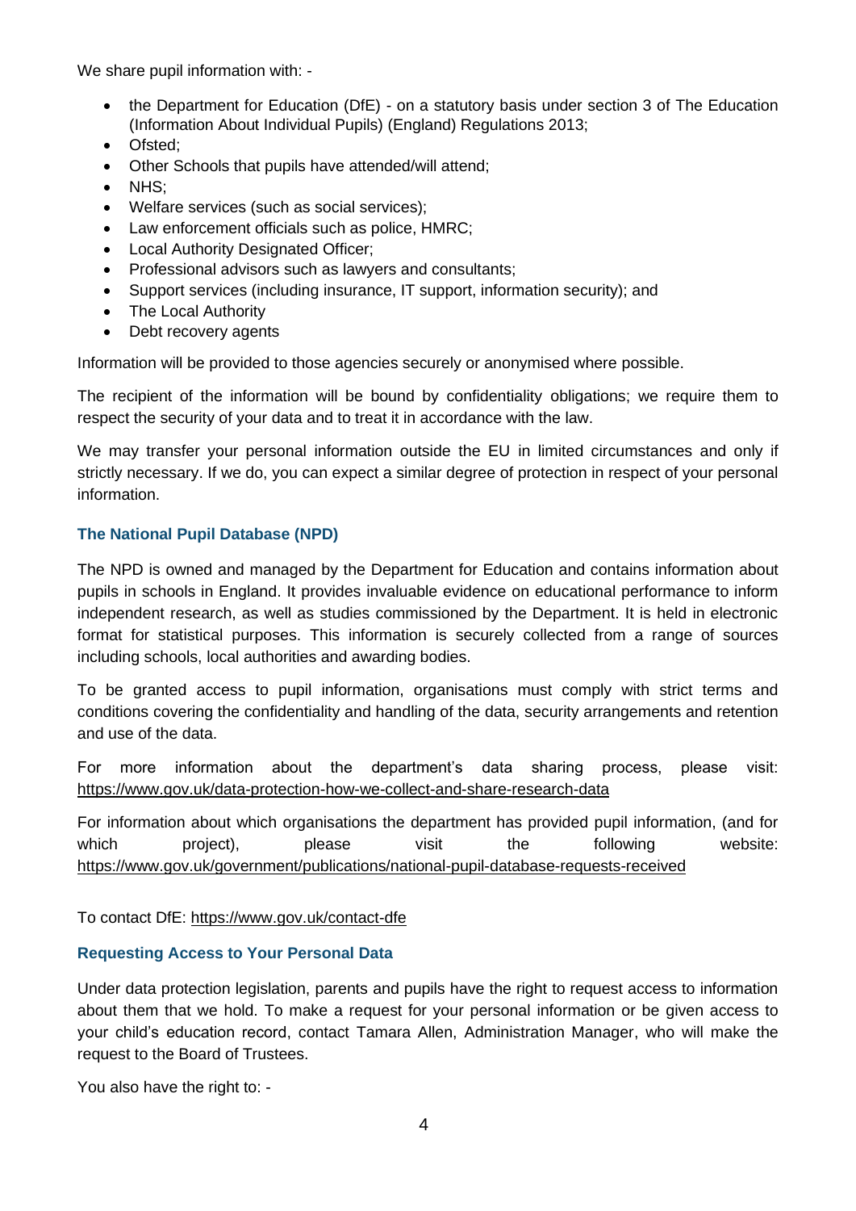We share pupil information with: -

- the Department for Education (DfE) - on a statutory basis under section 3 of The Education (Information About Individual Pupils) (England) Regulations 2013;
- Ofsted;
- Other Schools that pupils have attended/will attend;
- NHS;
- Welfare services (such as social services);
- Law enforcement officials such as police, HMRC;
- Local Authority Designated Officer;
- Professional advisors such as lawyers and consultants;
- Support services (including insurance, IT support, information security); and
- The Local Authority
- Debt recovery agents

Information will be provided to those agencies securely or anonymised where possible.

The recipient of the information will be bound by confidentiality obligations; we require them to respect the security of your data and to treat it in accordance with the law.

We may transfer your personal information outside the EU in limited circumstances and only if strictly necessary. If we do, you can expect a similar degree of protection in respect of your personal information.

### The National Pupil Database (NPD)

The NPD is owned and managed by the Department for Education and contains information about pupils in schools in England. It provides invaluable evidence on educational performance to inform independent research, as well as studies commissioned by the Department. It is held in electronic format for statistical purposes. This information is securely collected from a range of sources including schools, local authorities and awarding bodies.

To be granted access to pupil information, organisations must comply with strict terms and conditions covering the confidentiality and handling of the data, security arrangements and retention and use of the data.

For more information about the department's data sharing process, please visit: https://www.gov.uk/data-protection-how-we-collect-and-share-research-data

For information about which organisations the department has provided pupil information, (and for which project), please visit the following website: https://www.gov.uk/government/publications/national-pupil-database-requests-received

To contact DfE: https://www.gov.uk/contact-dfe

### Requesting Access to Your Personal Data

Under data protection legislation, parents and pupils have the right to request access to information about them that we hold. To make a request for your personal information or be given access to your child's education record, contact Tamara Allen, Administration Manager, who will make the request to the Board of Trustees.

You also have the right to: -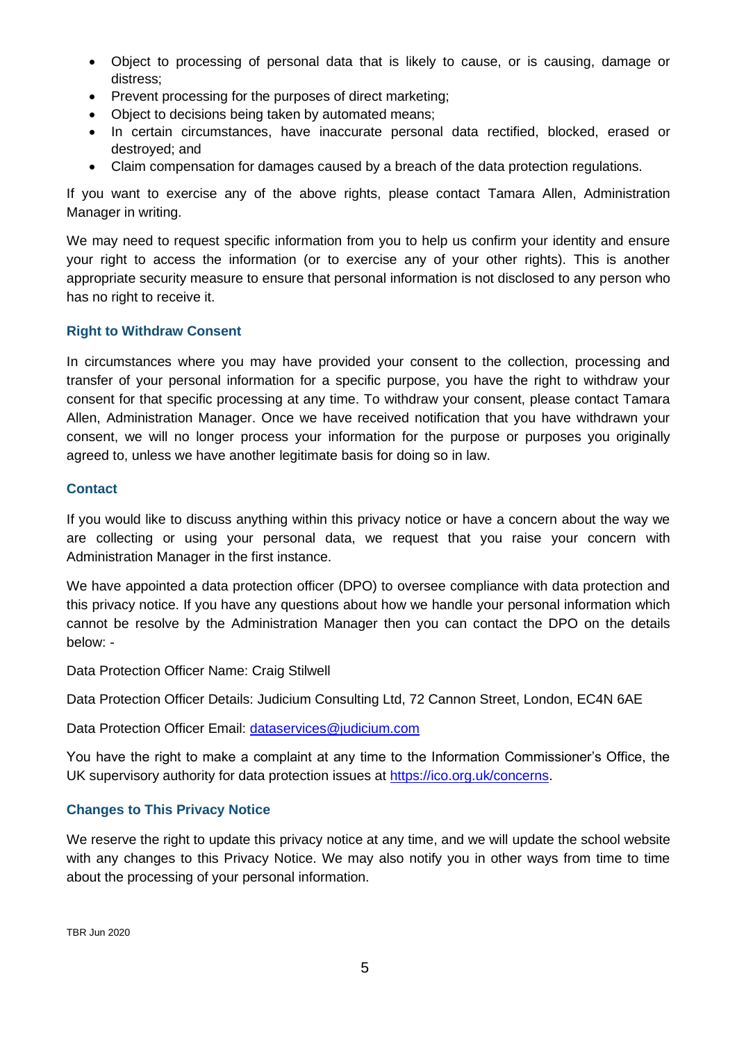- Object to processing of personal data that is likely to cause, or is causing, damage or distress;
- Prevent processing for the purposes of direct marketing;
- Object to decisions being taken by automated means;
- In certain circumstances, have inaccurate personal data rectified, blocked, erased or destroyed; and
- Claim compensation for damages caused by a breach of the data protection regulations.

If you want to exercise any of the above rights, please contact Tamara Allen, Administration Manager in writing.

We may need to request specific information from you to help us confirm your identity and ensure your right to access the information (or to exercise any of your other rights). This is another appropriate security measure to ensure that personal information is not disclosed to any person who has no right to receive it.

### Right to Withdraw Consent

In circumstances where you may have provided your consent to the collection, processing and transfer of your personal information for a specific purpose, you have the right to withdraw your consent for that specific processing at any time. To withdraw your consent, please contact Tamara Allen, Administration Manager. Once we have received notification that you have withdrawn your consent, we will no longer process your information for the purpose or purposes you originally agreed to, unless we have another legitimate basis for doing so in law.

### Contact

If you would like to discuss anything within this privacy notice or have a concern about the way we are collecting or using your personal data, we request that you raise your concern with Administration Manager in the first instance.

We have appointed a data protection officer (DPO) to oversee compliance with data protection and this privacy notice. If you have any questions about how we handle your personal information which cannot be resolve by the Administration Manager then you can contact the DPO on the details below: -

Data Protection Officer Name: Craig Stilwell

Data Protection Officer Details: Judicium Consulting Ltd, 72 Cannon Street, London, EC4N 6AE

Data Protection Officer Email: [dataservices@judicium.com](mailto:dataservices@judicium.com)

You have the right to make a complaint at any time to the Information Commissioner's Office, the UK supervisory authority for data protection issues at [https://ico.org.uk/concerns](https://ico.org.uk/concerns).

### Changes to This Privacy Notice

We reserve the right to update this privacy notice at any time, and we will update the school website with any changes to this Privacy Notice. We may also notify you in other ways from time to time about the processing of your personal information.

TBR Jun 2020